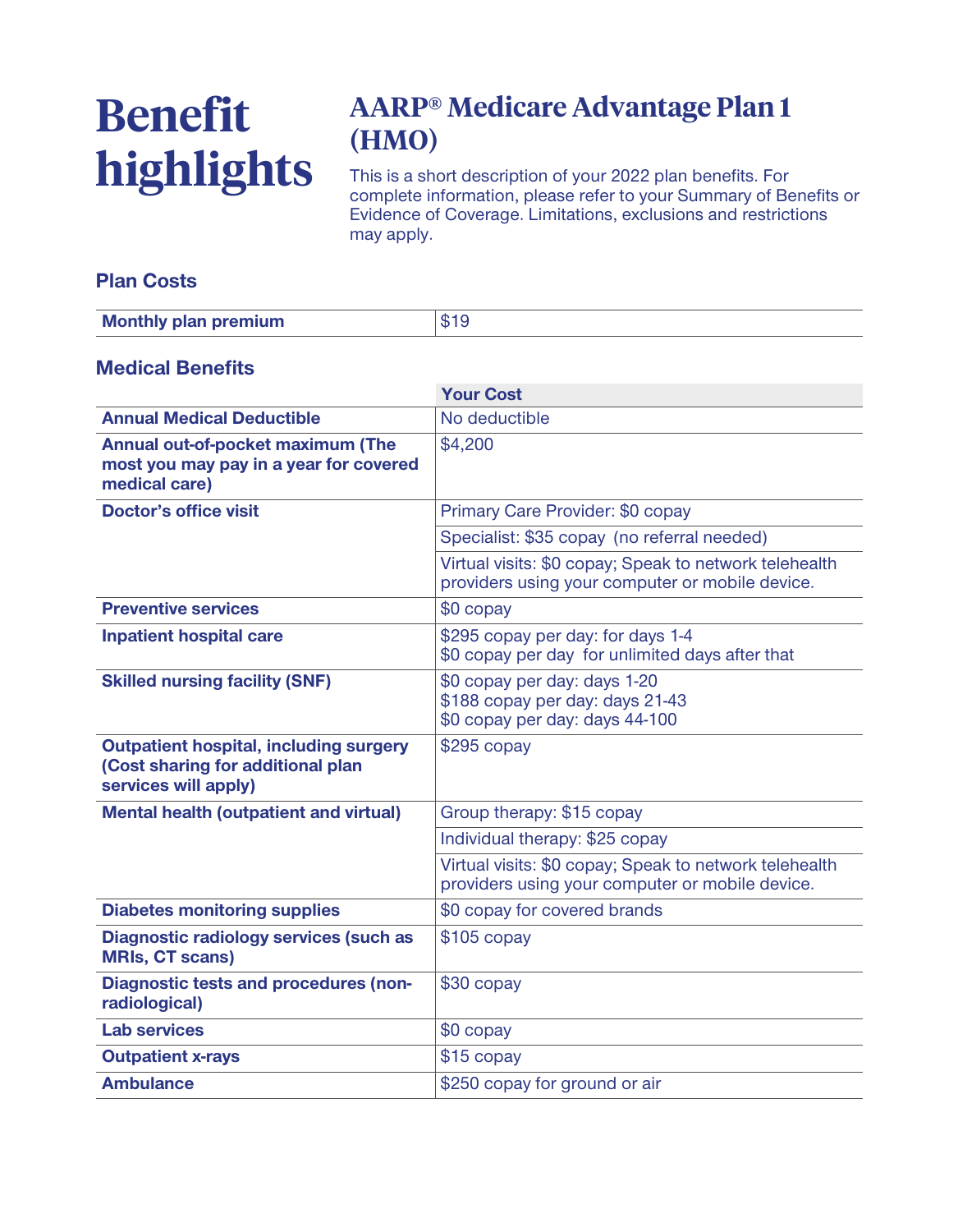# Benefit highlights

## AARP® Medicare Advantage Plan 1 (HMO)

This is a short description of your 2022 plan benefits. For complete information, please refer to your Summary of Benefits or Evidence of Coverage. Limitations, exclusions and restrictions may apply.

### Plan Costs

| | |
|---|---|
| **Monthly plan premium** | $19 |

### Medical Benefits

| | Your Cost |
|---|---|
| **Annual Medical Deductible** | No deductible |
| **Annual out-of-pocket maximum (The most you may pay in a year for covered medical care)** | $4,200 |
| **Doctor's office visit** | Primary Care Provider: $0 copay |
| | Specialist: $35 copay (no referral needed) |
| | Virtual visits: $0 copay; Speak to network telehealth providers using your computer or mobile device. |
| **Preventive services** | $0 copay |
| **Inpatient hospital care** | $295 copay per day: for days 1-4<br>$0 copay per day for unlimited days after that |
| **Skilled nursing facility (SNF)** | $0 copay per day: days 1-20<br>$188 copay per day: days 21-43<br>$0 copay per day: days 44-100 |
| **Outpatient hospital, including surgery (Cost sharing for additional plan services will apply)** | $295 copay |
| **Mental health (outpatient and virtual)** | Group therapy: $15 copay |
| | Individual therapy: $25 copay |
| | Virtual visits: $0 copay; Speak to network telehealth providers using your computer or mobile device. |
| **Diabetes monitoring supplies** | $0 copay for covered brands |
| **Diagnostic radiology services (such as MRIs, CT scans)** | $105 copay |
| **Diagnostic tests and procedures (non-radiological)** | $30 copay |
| **Lab services** | $0 copay |
| **Outpatient x-rays** | $15 copay |
| **Ambulance** | $250 copay for ground or air |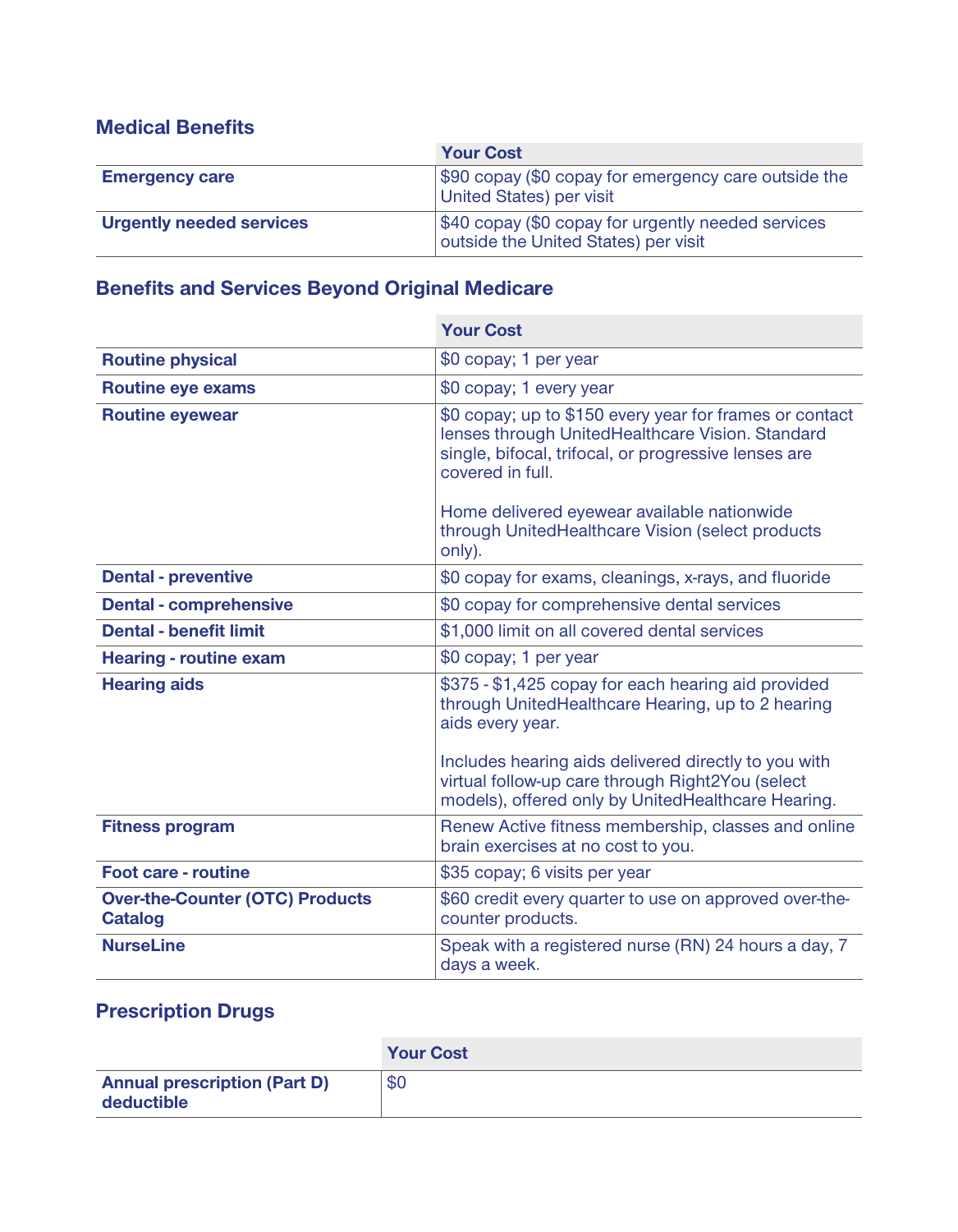## Medical Benefits

| | Your Cost |
|---|---|
| **Emergency care** | $90 copay ($0 copay for emergency care outside the United States) per visit |
| **Urgently needed services** | $40 copay ($0 copay for urgently needed services outside the United States) per visit |

## Benefits and Services Beyond Original Medicare

| | Your Cost |
|---|---|
| **Routine physical** | $0 copay; 1 per year |
| **Routine eye exams** | $0 copay; 1 every year |
| **Routine eyewear** | $0 copay; up to $150 every year for frames or contact lenses through UnitedHealthcare Vision. Standard single, bifocal, trifocal, or progressive lenses are covered in full.<br><br>Home delivered eyewear available nationwide through UnitedHealthcare Vision (select products only). |
| **Dental - preventive** | $0 copay for exams, cleanings, x-rays, and fluoride |
| **Dental - comprehensive** | $0 copay for comprehensive dental services |
| **Dental - benefit limit** | $1,000 limit on all covered dental services |
| **Hearing - routine exam** | $0 copay; 1 per year |
| **Hearing aids** | $375 - $1,425 copay for each hearing aid provided through UnitedHealthcare Hearing, up to 2 hearing aids every year.<br><br>Includes hearing aids delivered directly to you with virtual follow-up care through Right2You (select models), offered only by UnitedHealthcare Hearing. |
| **Fitness program** | Renew Active fitness membership, classes and online brain exercises at no cost to you. |
| **Foot care - routine** | $35 copay; 6 visits per year |
| **Over-the-Counter (OTC) Products Catalog** | $60 credit every quarter to use on approved over-the-counter products. |
| **NurseLine** | Speak with a registered nurse (RN) 24 hours a day, 7 days a week. |

## Prescription Drugs

| | Your Cost |
|---|---|
| **Annual prescription (Part D) deductible** | $0 |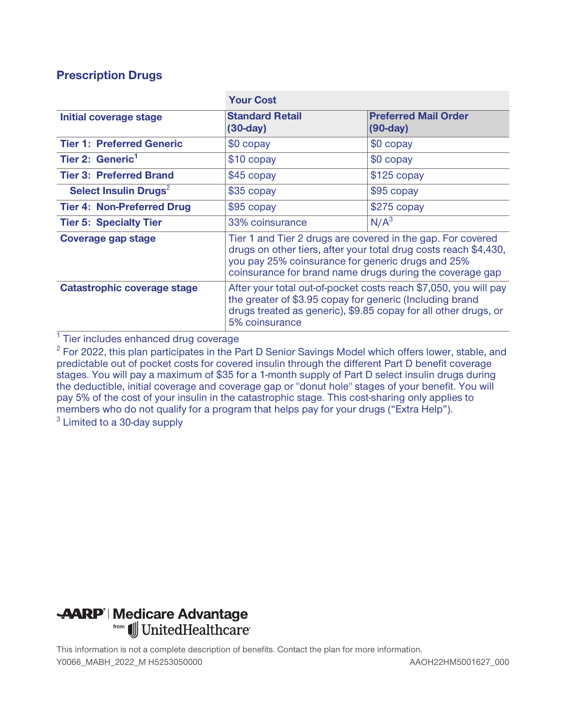## Prescription Drugs

| | Your Cost | |
|---|---|---|
| **Initial coverage stage** | **Standard Retail (30-day)** | **Preferred Mail Order (90-day)** |
| **Tier 1: Preferred Generic** | $0 copay | $0 copay |
| **Tier 2: Generic**[1] | $10 copay | $0 copay |
| **Tier 3: Preferred Brand** | $45 copay | $125 copay |
| **Select Insulin Drugs**[2] | $35 copay | $95 copay |
| **Tier 4: Non-Preferred Drug** | $95 copay | $275 copay |
| **Tier 5: Specialty Tier** | 33% coinsurance | N/A[3] |
| **Coverage gap stage** | Tier 1 and Tier 2 drugs are covered in the gap. For covered drugs on other tiers, after your total drug costs reach $4,430, you pay 25% coinsurance for generic drugs and 25% coinsurance for brand name drugs during the coverage gap | |
| **Catastrophic coverage stage** | After your total out-of-pocket costs reach $7,050, you will pay the greater of $3.95 copay for generic (Including brand drugs treated as generic), $9.85 copay for all other drugs, or 5% coinsurance | |

[1] Tier includes enhanced drug coverage

[2] For 2022, this plan participates in the Part D Senior Savings Model which offers lower, stable, and predictable out of pocket costs for covered insulin through the different Part D benefit coverage stages. You will pay a maximum of $35 for a 1-month supply of Part D select insulin drugs during the deductible, initial coverage and coverage gap or "donut hole" stages of your benefit. You will pay 5% of the cost of your insulin in the catastrophic stage. This cost-sharing only applies to members who do not qualify for a program that helps pay for your drugs ("Extra Help").

[3] Limited to a 30-day supply

AARP Medicare Advantage from UnitedHealthcare

This information is not a complete description of benefits. Contact the plan for more information.

Y0066_MABH_2022_M H5253050000 AAOH22HM5001627_000